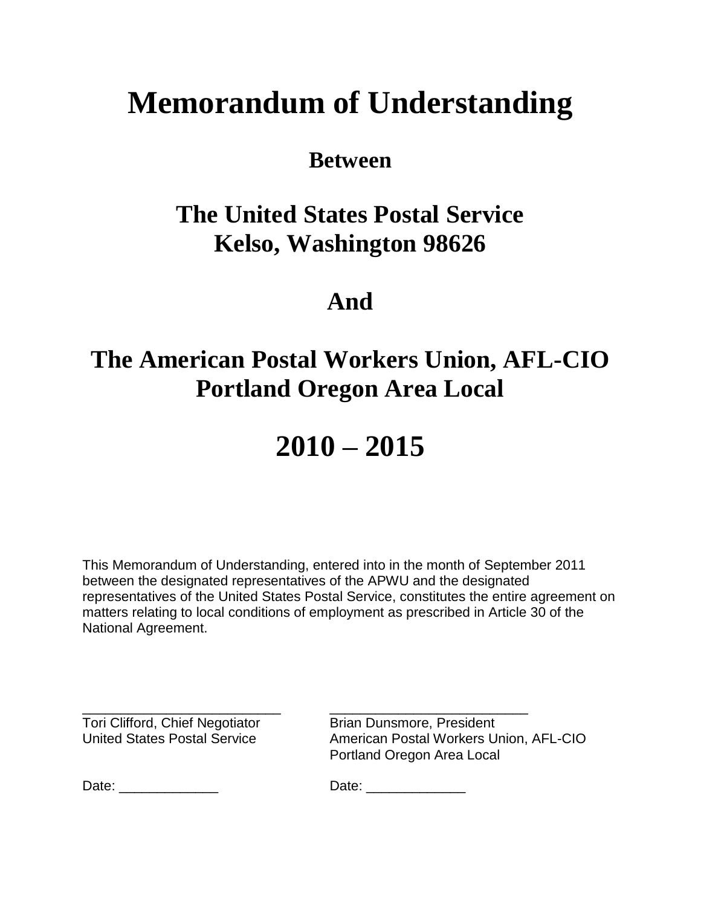# Memorandum of Understanding

## Between

## The United States Postal Service
## Kelso, Washington 98626

## And

## The American Postal Workers Union, AFL-CIO
## Portland Oregon Area Local

# 2010 – 2015

This Memorandum of Understanding, entered into in the month of September 2011 between the designated representatives of the APWU and the designated representatives of the United States Postal Service, constitutes the entire agreement on matters relating to local conditions of employment as prescribed in Article 30 of the National Agreement.

| | |
|---|---|
| ___________________________ | ___________________________ |
| Tori Clifford, Chief Negotiator | Brian Dunsmore, President |
| United States Postal Service | American Postal Workers Union, AFL-CIO |
| | Portland Oregon Area Local |
| Date: _____________ | Date: _____________ |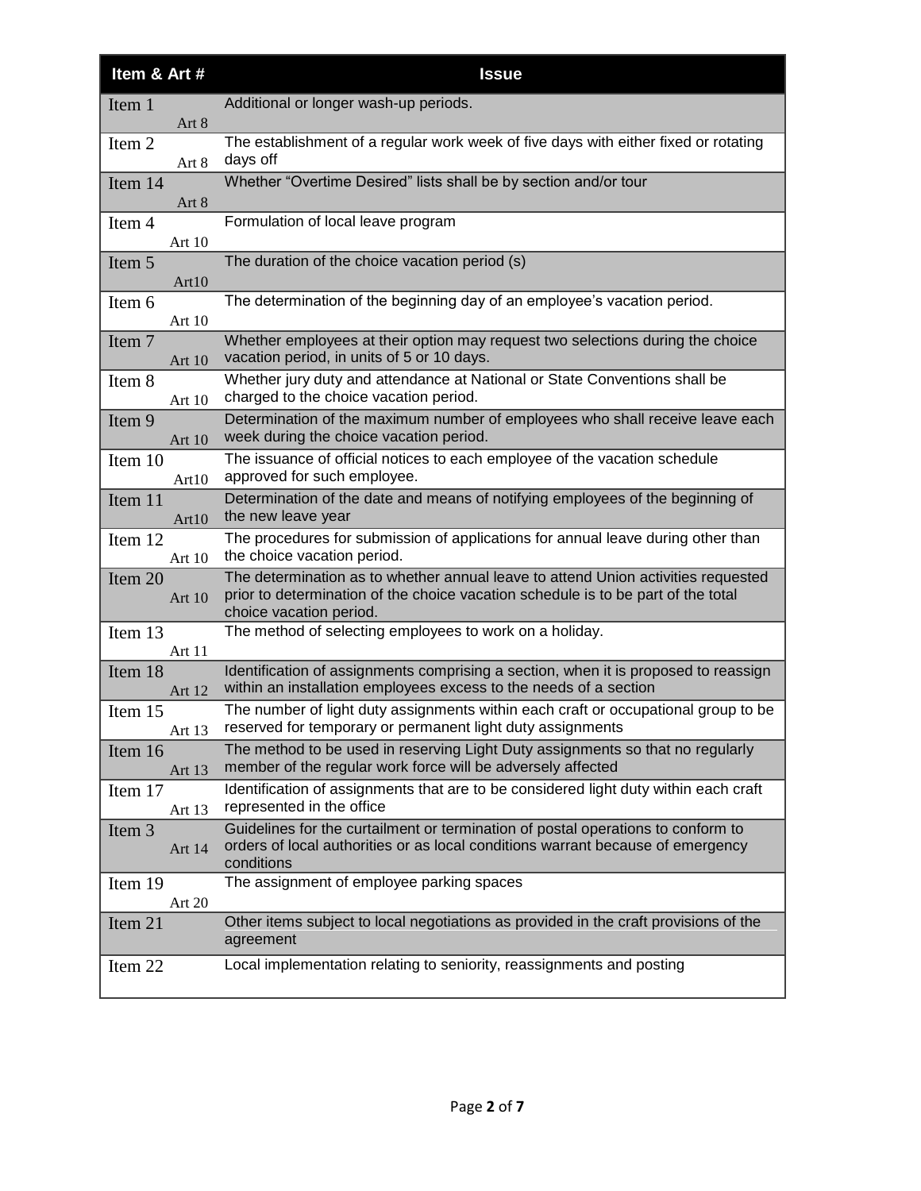| Item & Art # | Issue |
|---|---|
| Item 1 Art 8 | Additional or longer wash-up periods. |
| Item 2 Art 8 | The establishment of a regular work week of five days with either fixed or rotating days off |
| Item 14 Art 8 | Whether "Overtime Desired" lists shall be by section and/or tour |
| Item 4 Art 10 | Formulation of local leave program |
| Item 5 Art10 | The duration of the choice vacation period (s) |
| Item 6 Art 10 | The determination of the beginning day of an employee's vacation period. |
| Item 7 Art 10 | Whether employees at their option may request two selections during the choice vacation period, in units of 5 or 10 days. |
| Item 8 Art 10 | Whether jury duty and attendance at National or State Conventions shall be charged to the choice vacation period. |
| Item 9 Art 10 | Determination of the maximum number of employees who shall receive leave each week during the choice vacation period. |
| Item 10 Art10 | The issuance of official notices to each employee of the vacation schedule approved for such employee. |
| Item 11 Art10 | Determination of the date and means of notifying employees of the beginning of the new leave year |
| Item 12 Art 10 | The procedures for submission of applications for annual leave during other than the choice vacation period. |
| Item 20 Art 10 | The determination as to whether annual leave to attend Union activities requested prior to determination of the choice vacation schedule is to be part of the total choice vacation period. |
| Item 13 Art 11 | The method of selecting employees to work on a holiday. |
| Item 18 Art 12 | Identification of assignments comprising a section, when it is proposed to reassign within an installation employees excess to the needs of a section |
| Item 15 Art 13 | The number of light duty assignments within each craft or occupational group to be reserved for temporary or permanent light duty assignments |
| Item 16 Art 13 | The method to be used in reserving Light Duty assignments so that no regularly member of the regular work force will be adversely affected |
| Item 17 Art 13 | Identification of assignments that are to be considered light duty within each craft represented in the office |
| Item 3 Art 14 | Guidelines for the curtailment or termination of postal operations to conform to orders of local authorities or as local conditions warrant because of emergency conditions |
| Item 19 Art 20 | The assignment of employee parking spaces |
| Item 21 | Other items subject to local negotiations as provided in the craft provisions of the agreement |
| Item 22 | Local implementation relating to seniority, reassignments and posting |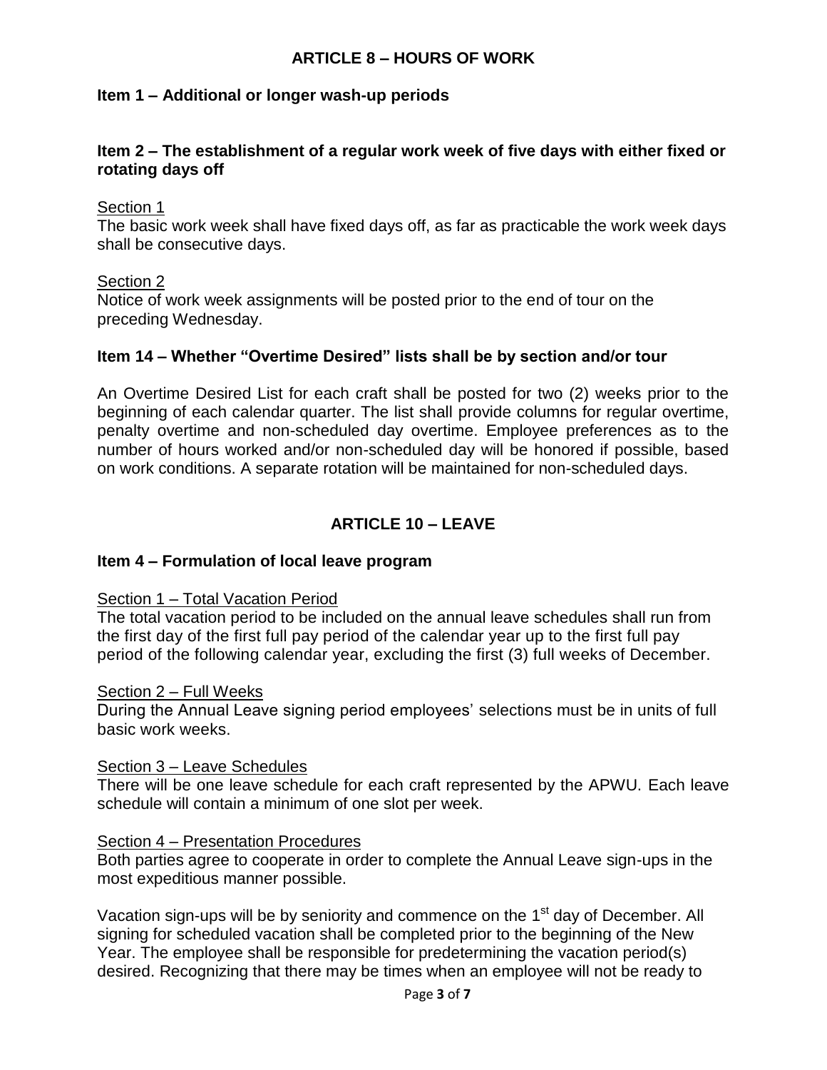## ARTICLE 8 – HOURS OF WORK

### Item 1 – Additional or longer wash-up periods

### Item 2 – The establishment of a regular work week of five days with either fixed or rotating days off

Section 1

The basic work week shall have fixed days off, as far as practicable the work week days shall be consecutive days.

Section 2

Notice of work week assignments will be posted prior to the end of tour on the preceding Wednesday.

### Item 14 – Whether "Overtime Desired" lists shall be by section and/or tour

An Overtime Desired List for each craft shall be posted for two (2) weeks prior to the beginning of each calendar quarter. The list shall provide columns for regular overtime, penalty overtime and non-scheduled day overtime. Employee preferences as to the number of hours worked and/or non-scheduled day will be honored if possible, based on work conditions. A separate rotation will be maintained for non-scheduled days.

## ARTICLE 10 – LEAVE

### Item 4 – Formulation of local leave program

Section 1 – Total Vacation Period

The total vacation period to be included on the annual leave schedules shall run from the first day of the first full pay period of the calendar year up to the first full pay period of the following calendar year, excluding the first (3) full weeks of December.

Section 2 – Full Weeks

During the Annual Leave signing period employees' selections must be in units of full basic work weeks.

Section 3 – Leave Schedules

There will be one leave schedule for each craft represented by the APWU. Each leave schedule will contain a minimum of one slot per week.

Section 4 – Presentation Procedures

Both parties agree to cooperate in order to complete the Annual Leave sign-ups in the most expeditious manner possible.

Vacation sign-ups will be by seniority and commence on the 1st day of December. All signing for scheduled vacation shall be completed prior to the beginning of the New Year. The employee shall be responsible for predetermining the vacation period(s) desired. Recognizing that there may be times when an employee will not be ready to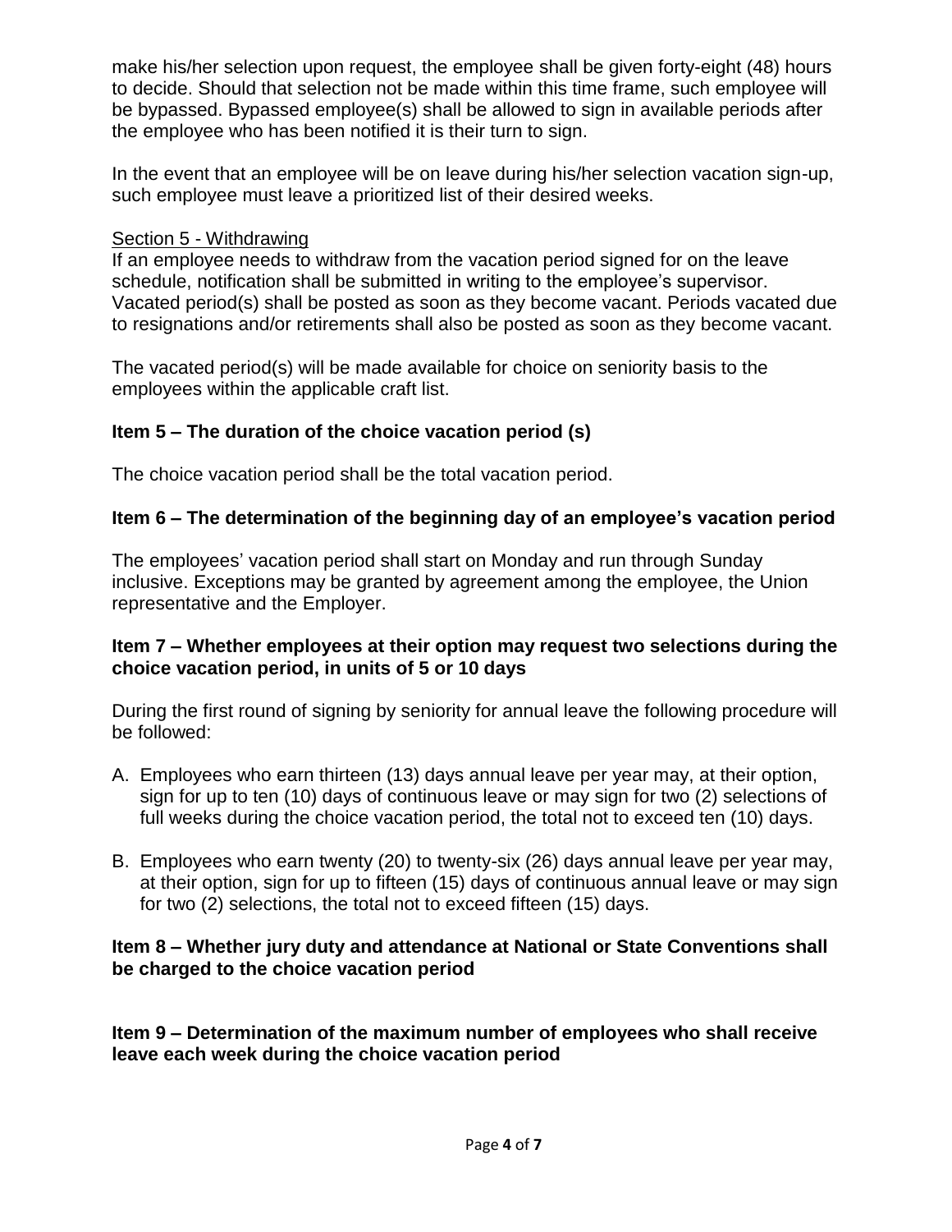make his/her selection upon request, the employee shall be given forty-eight (48) hours to decide. Should that selection not be made within this time frame, such employee will be bypassed. Bypassed employee(s) shall be allowed to sign in available periods after the employee who has been notified it is their turn to sign.

In the event that an employee will be on leave during his/her selection vacation sign-up, such employee must leave a prioritized list of their desired weeks.

Section 5 - Withdrawing

If an employee needs to withdraw from the vacation period signed for on the leave schedule, notification shall be submitted in writing to the employee's supervisor. Vacated period(s) shall be posted as soon as they become vacant. Periods vacated due to resignations and/or retirements shall also be posted as soon as they become vacant.

The vacated period(s) will be made available for choice on seniority basis to the employees within the applicable craft list.

**Item 5 – The duration of the choice vacation period (s)**

The choice vacation period shall be the total vacation period.

**Item 6 – The determination of the beginning day of an employee's vacation period**

The employees' vacation period shall start on Monday and run through Sunday inclusive. Exceptions may be granted by agreement among the employee, the Union representative and the Employer.

**Item 7 – Whether employees at their option may request two selections during the choice vacation period, in units of 5 or 10 days**

During the first round of signing by seniority for annual leave the following procedure will be followed:

A. Employees who earn thirteen (13) days annual leave per year may, at their option, sign for up to ten (10) days of continuous leave or may sign for two (2) selections of full weeks during the choice vacation period, the total not to exceed ten (10) days.

B. Employees who earn twenty (20) to twenty-six (26) days annual leave per year may, at their option, sign for up to fifteen (15) days of continuous annual leave or may sign for two (2) selections, the total not to exceed fifteen (15) days.

**Item 8 – Whether jury duty and attendance at National or State Conventions shall be charged to the choice vacation period**

**Item 9 – Determination of the maximum number of employees who shall receive leave each week during the choice vacation period**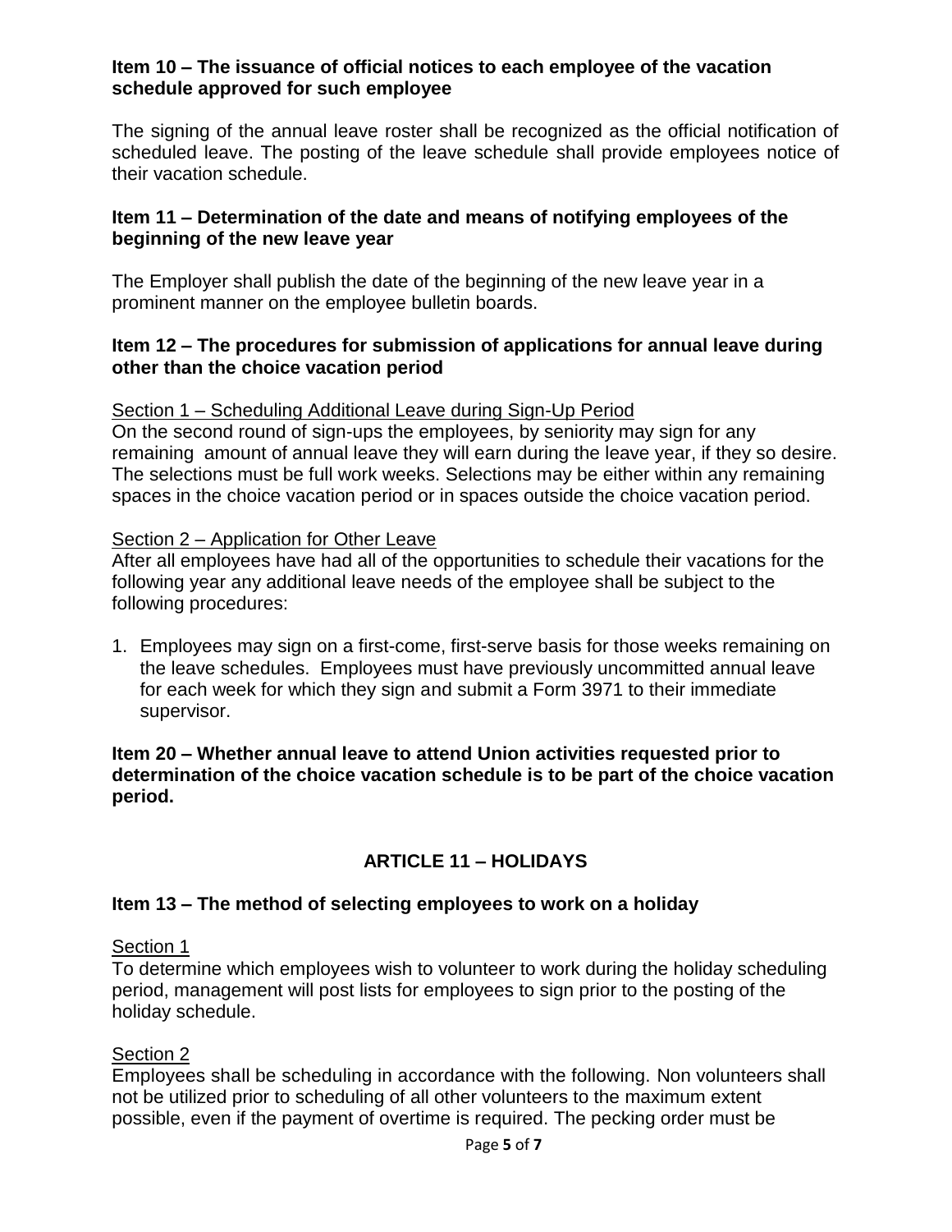**Item 10 – The issuance of official notices to each employee of the vacation schedule approved for such employee**

The signing of the annual leave roster shall be recognized as the official notification of scheduled leave. The posting of the leave schedule shall provide employees notice of their vacation schedule.

**Item 11 – Determination of the date and means of notifying employees of the beginning of the new leave year**

The Employer shall publish the date of the beginning of the new leave year in a prominent manner on the employee bulletin boards.

**Item 12 – The procedures for submission of applications for annual leave during other than the choice vacation period**

Section 1 – Scheduling Additional Leave during Sign-Up Period

On the second round of sign-ups the employees, by seniority may sign for any remaining amount of annual leave they will earn during the leave year, if they so desire. The selections must be full work weeks. Selections may be either within any remaining spaces in the choice vacation period or in spaces outside the choice vacation period.

Section 2 – Application for Other Leave

After all employees have had all of the opportunities to schedule their vacations for the following year any additional leave needs of the employee shall be subject to the following procedures:

1. Employees may sign on a first-come, first-serve basis for those weeks remaining on the leave schedules. Employees must have previously uncommitted annual leave for each week for which they sign and submit a Form 3971 to their immediate supervisor.

**Item 20 – Whether annual leave to attend Union activities requested prior to determination of the choice vacation schedule is to be part of the choice vacation period.**

## ARTICLE 11 – HOLIDAYS

**Item 13 – The method of selecting employees to work on a holiday**

Section 1

To determine which employees wish to volunteer to work during the holiday scheduling period, management will post lists for employees to sign prior to the posting of the holiday schedule.

Section 2

Employees shall be scheduling in accordance with the following. Non volunteers shall not be utilized prior to scheduling of all other volunteers to the maximum extent possible, even if the payment of overtime is required. The pecking order must be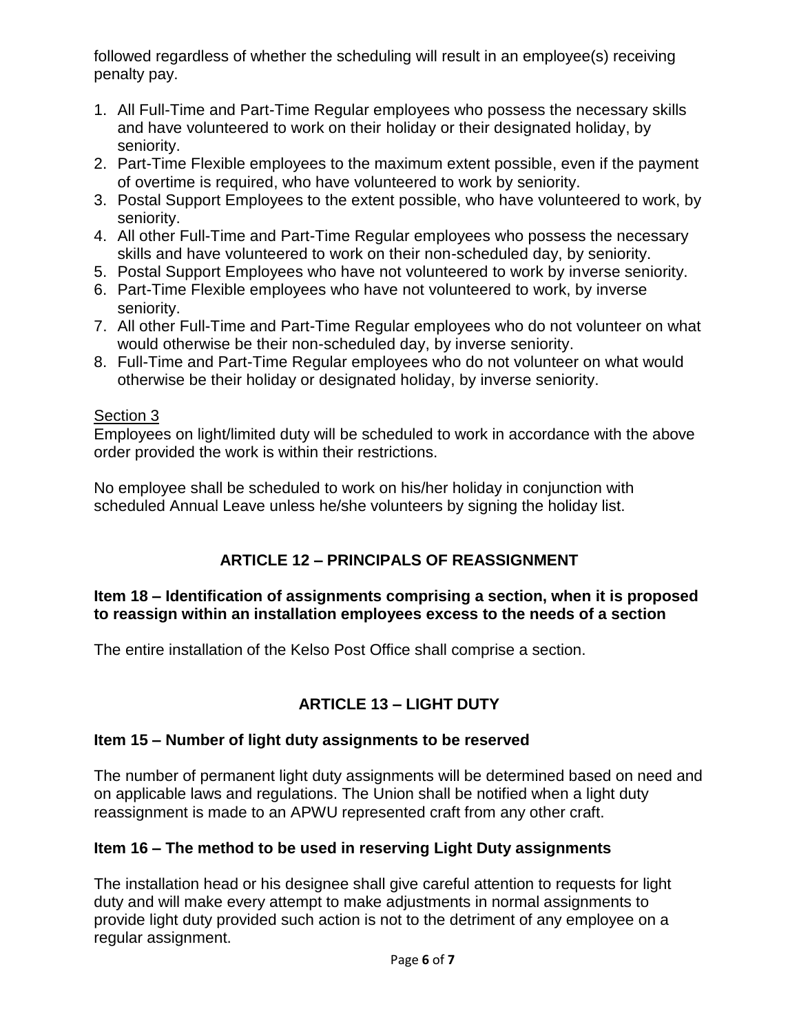followed regardless of whether the scheduling will result in an employee(s) receiving penalty pay.

1. All Full-Time and Part-Time Regular employees who possess the necessary skills and have volunteered to work on their holiday or their designated holiday, by seniority.
2. Part-Time Flexible employees to the maximum extent possible, even if the payment of overtime is required, who have volunteered to work by seniority.
3. Postal Support Employees to the extent possible, who have volunteered to work, by seniority.
4. All other Full-Time and Part-Time Regular employees who possess the necessary skills and have volunteered to work on their non-scheduled day, by seniority.
5. Postal Support Employees who have not volunteered to work by inverse seniority.
6. Part-Time Flexible employees who have not volunteered to work, by inverse seniority.
7. All other Full-Time and Part-Time Regular employees who do not volunteer on what would otherwise be their non-scheduled day, by inverse seniority.
8. Full-Time and Part-Time Regular employees who do not volunteer on what would otherwise be their holiday or designated holiday, by inverse seniority.

Section 3

Employees on light/limited duty will be scheduled to work in accordance with the above order provided the work is within their restrictions.

No employee shall be scheduled to work on his/her holiday in conjunction with scheduled Annual Leave unless he/she volunteers by signing the holiday list.

## ARTICLE 12 – PRINCIPALS OF REASSIGNMENT

### Item 18 – Identification of assignments comprising a section, when it is proposed to reassign within an installation employees excess to the needs of a section

The entire installation of the Kelso Post Office shall comprise a section.

## ARTICLE 13 – LIGHT DUTY

### Item 15 – Number of light duty assignments to be reserved

The number of permanent light duty assignments will be determined based on need and on applicable laws and regulations. The Union shall be notified when a light duty reassignment is made to an APWU represented craft from any other craft.

### Item 16 – The method to be used in reserving Light Duty assignments

The installation head or his designee shall give careful attention to requests for light duty and will make every attempt to make adjustments in normal assignments to provide light duty provided such action is not to the detriment of any employee on a regular assignment.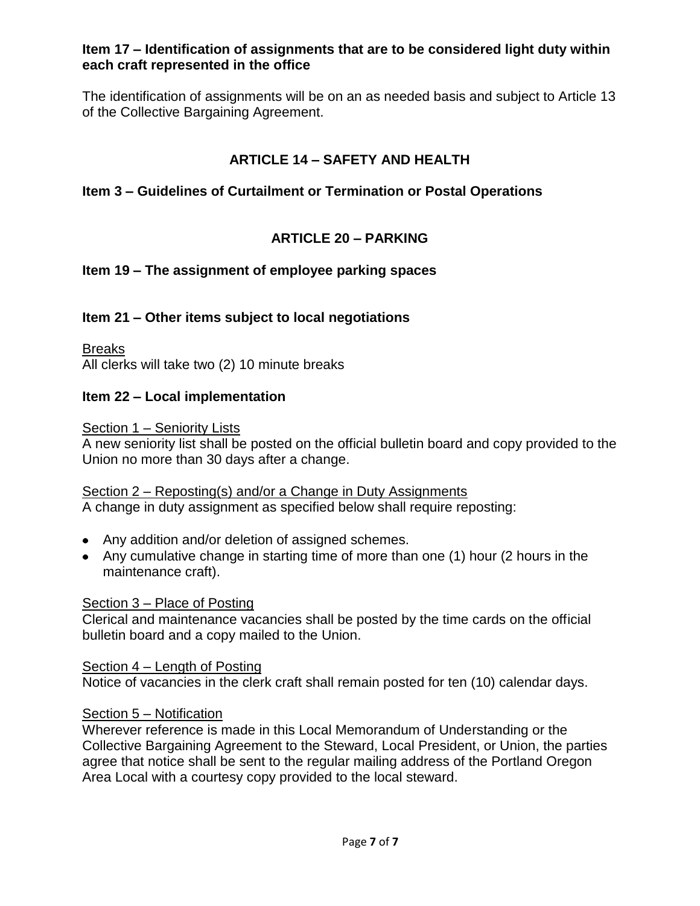**Item 17 – Identification of assignments that are to be considered light duty within each craft represented in the office**

The identification of assignments will be on an as needed basis and subject to Article 13 of the Collective Bargaining Agreement.

## ARTICLE 14 – SAFETY AND HEALTH

**Item 3 – Guidelines of Curtailment or Termination or Postal Operations**

## ARTICLE 20 – PARKING

**Item 19 – The assignment of employee parking spaces**

**Item 21 – Other items subject to local negotiations**

<u>Breaks</u>
All clerks will take two (2) 10 minute breaks

**Item 22 – Local implementation**

<u>Section 1 – Seniority Lists</u>
A new seniority list shall be posted on the official bulletin board and copy provided to the Union no more than 30 days after a change.

<u>Section 2 – Reposting(s) and/or a Change in Duty Assignments</u>
A change in duty assignment as specified below shall require reposting:

- Any addition and/or deletion of assigned schemes.
- Any cumulative change in starting time of more than one (1) hour (2 hours in the maintenance craft).

<u>Section 3 – Place of Posting</u>
Clerical and maintenance vacancies shall be posted by the time cards on the official bulletin board and a copy mailed to the Union.

<u>Section 4 – Length of Posting</u>
Notice of vacancies in the clerk craft shall remain posted for ten (10) calendar days.

<u>Section 5 – Notification</u>
Wherever reference is made in this Local Memorandum of Understanding or the Collective Bargaining Agreement to the Steward, Local President, or Union, the parties agree that notice shall be sent to the regular mailing address of the Portland Oregon Area Local with a courtesy copy provided to the local steward.